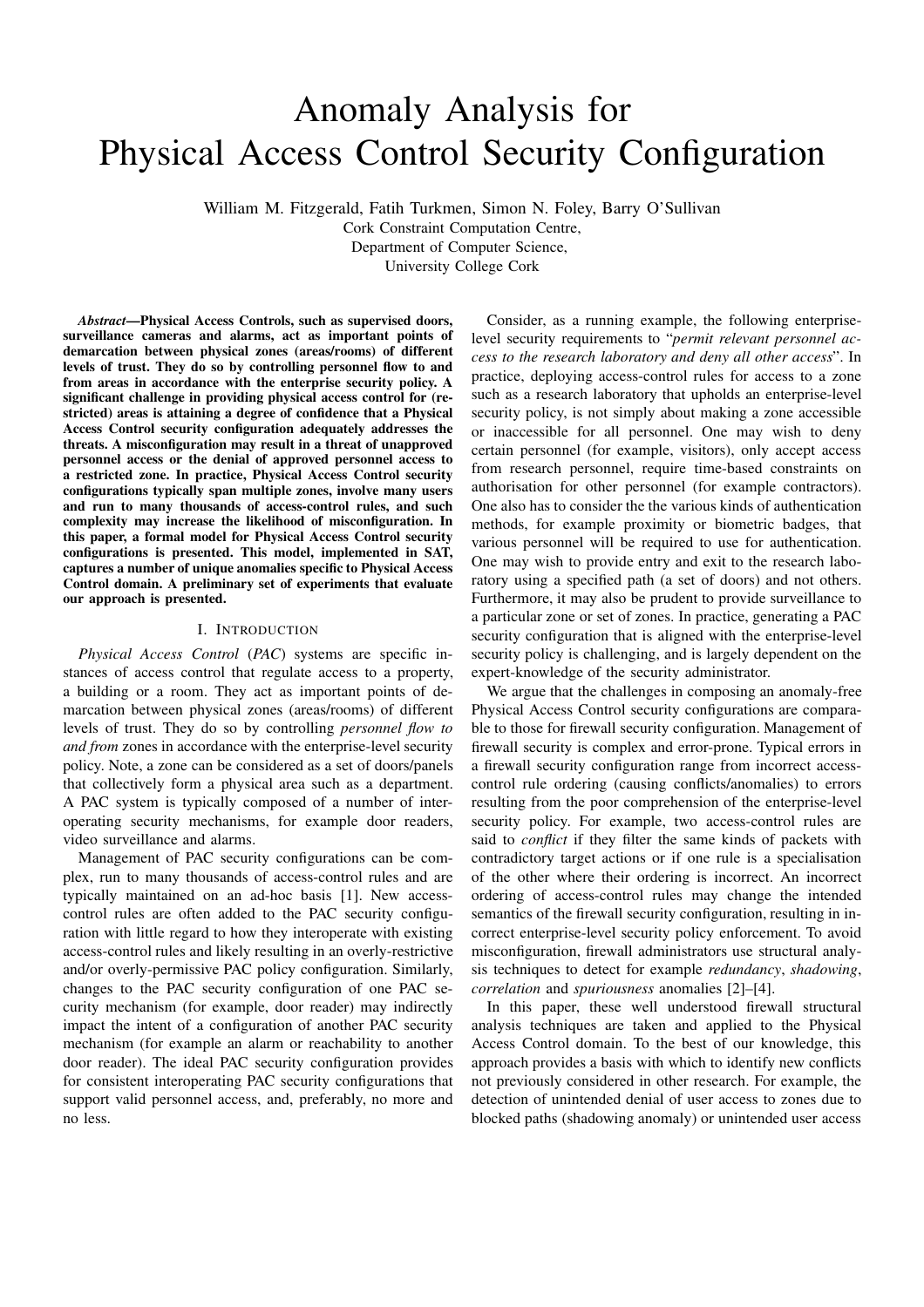# Anomaly Analysis for Physical Access Control Security Configuration

William M. Fitzgerald, Fatih Turkmen, Simon N. Foley, Barry O'Sullivan
Cork Constraint Computation Centre,
Department of Computer Science,
University College Cork

***Abstract*—Physical Access Controls, such as supervised doors, surveillance cameras and alarms, act as important points of demarcation between physical zones (areas/rooms) of different levels of trust. They do so by controlling personnel flow to and from areas in accordance with the enterprise security policy. A significant challenge in providing physical access control for (restricted) areas is attaining a degree of confidence that a Physical Access Control security configuration adequately addresses the threats. A misconfiguration may result in a threat of unapproved personnel access or the denial of approved personnel access to a restricted zone. In practice, Physical Access Control security configurations typically span multiple zones, involve many users and run to many thousands of access-control rules, and such complexity may increase the likelihood of misconfiguration. In this paper, a formal model for Physical Access Control security configurations is presented. This model, implemented in SAT, captures a number of unique anomalies specific to Physical Access Control domain. A preliminary set of experiments that evaluate our approach is presented.**

## I. Introduction

*Physical Access Control* (*PAC*) systems are specific instances of access control that regulate access to a property, a building or a room. They act as important points of demarcation between physical zones (areas/rooms) of different levels of trust. They do so by controlling *personnel flow to and from* zones in accordance with the enterprise-level security policy. Note, a zone can be considered as a set of doors/panels that collectively form a physical area such as a department. A PAC system is typically composed of a number of interoperating security mechanisms, for example door readers, video surveillance and alarms.

Management of PAC security configurations can be complex, run to many thousands of access-control rules and are typically maintained on an ad-hoc basis [1]. New access-control rules are often added to the PAC security configuration with little regard to how they interoperate with existing access-control rules and likely resulting in an overly-restrictive and/or overly-permissive PAC policy configuration. Similarly, changes to the PAC security configuration of one PAC security mechanism (for example, door reader) may indirectly impact the intent of a configuration of another PAC security mechanism (for example an alarm or reachability to another door reader). The ideal PAC security configuration provides for consistent interoperating PAC security configurations that support valid personnel access, and, preferably, no more and no less.

Consider, as a running example, the following enterprise-level security requirements to "*permit relevant personnel access to the research laboratory and deny all other access*". In practice, deploying access-control rules for access to a zone such as a research laboratory that upholds an enterprise-level security policy, is not simply about making a zone accessible or inaccessible for all personnel. One may wish to deny certain personnel (for example, visitors), only accept access from research personnel, require time-based constraints on authorisation for other personnel (for example contractors). One also has to consider the the various kinds of authentication methods, for example proximity or biometric badges, that various personnel will be required to use for authentication. One may wish to provide entry and exit to the research laboratory using a specified path (a set of doors) and not others. Furthermore, it may also be prudent to provide surveillance to a particular zone or set of zones. In practice, generating a PAC security configuration that is aligned with the enterprise-level security policy is challenging, and is largely dependent on the expert-knowledge of the security administrator.

We argue that the challenges in composing an anomaly-free Physical Access Control security configurations are comparable to those for firewall security configuration. Management of firewall security is complex and error-prone. Typical errors in a firewall security configuration range from incorrect access-control rule ordering (causing conflicts/anomalies) to errors resulting from the poor comprehension of the enterprise-level security policy. For example, two access-control rules are said to *conflict* if they filter the same kinds of packets with contradictory target actions or if one rule is a specialisation of the other where their ordering is incorrect. An incorrect ordering of access-control rules may change the intended semantics of the firewall security configuration, resulting in incorrect enterprise-level security policy enforcement. To avoid misconfiguration, firewall administrators use structural analysis techniques to detect for example *redundancy*, *shadowing*, *correlation* and *spuriousness* anomalies [2]–[4].

In this paper, these well understood firewall structural analysis techniques are taken and applied to the Physical Access Control domain. To the best of our knowledge, this approach provides a basis with which to identify new conflicts not previously considered in other research. For example, the detection of unintended denial of user access to zones due to blocked paths (shadowing anomaly) or unintended user access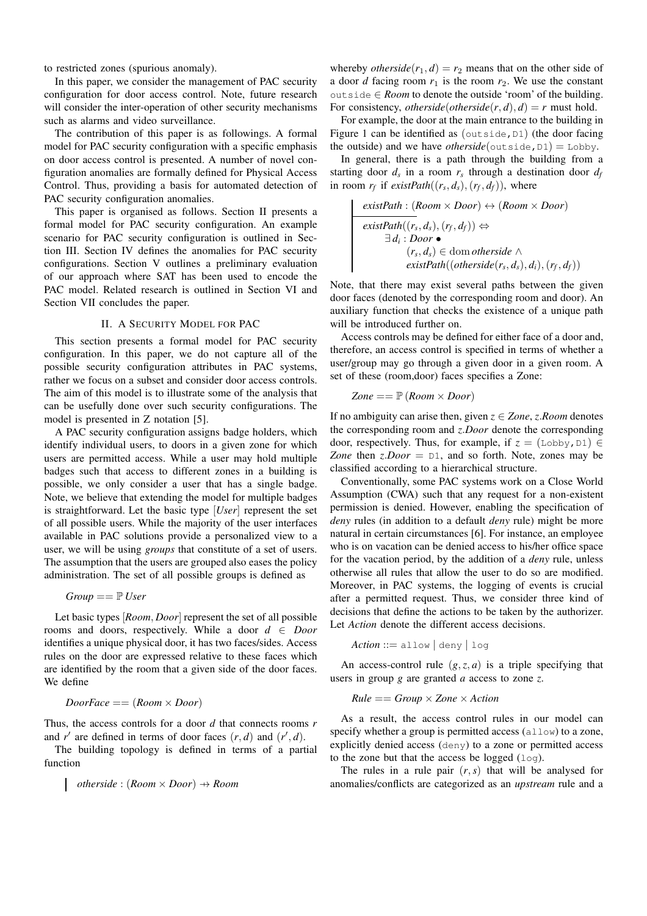to restricted zones (spurious anomaly).

In this paper, we consider the management of PAC security configuration for door access control. Note, future research will consider the inter-operation of other security mechanisms such as alarms and video surveillance.

The contribution of this paper is as followings. A formal model for PAC security configuration with a specific emphasis on door access control is presented. A number of novel configuration anomalies are formally defined for Physical Access Control. Thus, providing a basis for automated detection of PAC security configuration anomalies.

This paper is organised as follows. Section II presents a formal model for PAC security configuration. An example scenario for PAC security configuration is outlined in Section III. Section IV defines the anomalies for PAC security configurations. Section V outlines a preliminary evaluation of our approach where SAT has been used to encode the PAC model. Related research is outlined in Section VI and Section VII concludes the paper.

## II. A Security Model for PAC

This section presents a formal model for PAC security configuration. In this paper, we do not capture all of the possible security configuration attributes in PAC systems, rather we focus on a subset and consider door access controls. The aim of this model is to illustrate some of the analysis that can be usefully done over such security configurations. The model is presented in Z notation [5].

A PAC security configuration assigns badge holders, which identify individual users, to doors in a given zone for which users are permitted access. While a user may hold multiple badges such that access to different zones in a building is possible, we only consider a user that has a single badge. Note, we believe that extending the model for multiple badges is straightforward. Let the basic type $[User]$ represent the set of all possible users. While the majority of the user interfaces available in PAC solutions provide a personalized view to a user, we will be using *groups* that constitute of a set of users. The assumption that the users are grouped also eases the policy administration. The set of all possible groups is defined as

$$Group == \mathbb{P}\, User$$

Let basic types $[Room, Door]$ represent the set of all possible rooms and doors, respectively. While a door $d \in Door$ identifies a unique physical door, it has two faces/sides. Access rules on the door are expressed relative to these faces which are identified by the room that a given side of the door faces. We define

$$DoorFace == (Room \times Door)$$

Thus, the access controls for a door $d$ that connects rooms $r$ and $r'$ are defined in terms of door faces $(r, d)$ and $(r', d)$.

The building topology is defined in terms of a partial function

$$otherside : (Room \times Door) \rightarrow\!\!\!\!\!+ \; Room$$

whereby $otherside(r_1, d) = r_2$ means that on the other side of a door $d$ facing room $r_1$ is the room $r_2$. We use the constant `outside` $\in Room$ to denote the outside 'room' of the building. For consistency, $otherside(otherside(r, d), d) = r$ must hold.

For example, the door at the main entrance to the building in Figure 1 can be identified as (`outside`, `D1`) (the door facing the outside) and we have $otherside($`outside`, `D1`$) =$ `Lobby`.

In general, there is a path through the building from a starting door $d_s$ in a room $r_s$ through a destination door $d_f$ in room $r_f$ if $existPath((r_s, d_s), (r_f, d_f))$, where

$$existPath : (Room \times Door) \leftrightarrow (Room \times Door)$$

$$\begin{aligned} & existPath((r_s, d_s), (r_f, d_f)) \Leftrightarrow \\ & \quad \exists\, d_i : Door \bullet \\ & \quad\quad (r_s, d_s) \in \operatorname{dom} otherside \wedge \\ & \quad\quad existPath((otherside(r_s, d_s), d_i), (r_f, d_f)) \end{aligned}$$

Note, that there may exist several paths between the given door faces (denoted by the corresponding room and door). An auxiliary function that checks the existence of a unique path will be introduced further on.

Access controls may be defined for either face of a door and, therefore, an access control is specified in terms of whether a user/group may go through a given door in a given room. A set of these (room,door) faces specifies a Zone:

$$Zone == \mathbb{P}\,(Room \times Door)$$

If no ambiguity can arise then, given $z \in Zone$, $z.Room$ denotes the corresponding room and $z.Door$ denote the corresponding door, respectively. Thus, for example, if $z =$ (`Lobby`, `D1`) $\in Zone$ then $z.Door =$ `D1`, and so forth. Note, zones may be classified according to a hierarchical structure.

Conventionally, some PAC systems work on a Close World Assumption (CWA) such that any request for a non-existent permission is denied. However, enabling the specification of *deny* rules (in addition to a default *deny* rule) might be more natural in certain circumstances [6]. For instance, an employee who is on vacation can be denied access to his/her office space for the vacation period, by the addition of a *deny* rule, unless otherwise all rules that allow the user to do so are modified. Moreover, in PAC systems, the logging of events is crucial after a permitted request. Thus, we consider three kind of decisions that define the actions to be taken by the authorizer. Let *Action* denote the different access decisions.

$$Action ::= \texttt{allow} \mid \texttt{deny} \mid \texttt{log}$$

An access-control rule $(g, z, a)$ is a triple specifying that users in group $g$ are granted $a$ access to zone $z$.

$$Rule == Group \times Zone \times Action$$

As a result, the access control rules in our model can specify whether a group is permitted access (`allow`) to a zone, explicitly denied access (`deny`) to a zone or permitted access to the zone but that the access be logged (`log`).

The rules in a rule pair $(r, s)$ that will be analysed for anomalies/conflicts are categorized as an *upstream* rule and a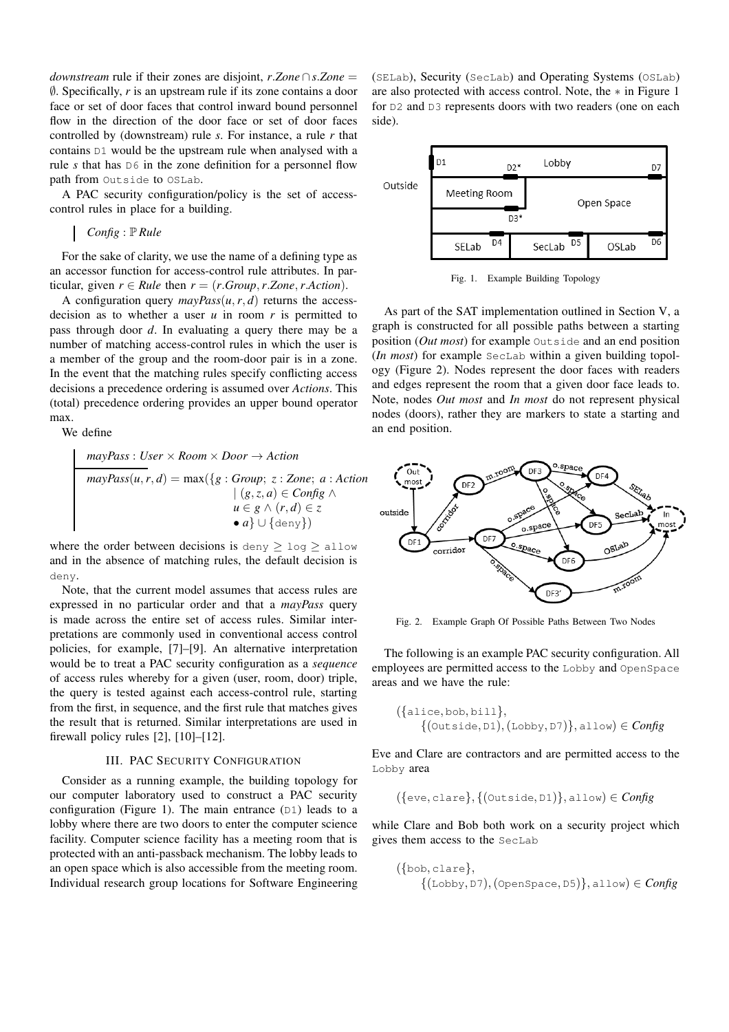*downstream* rule if their zones are disjoint, $r.Zone \cap s.Zone = \emptyset$. Specifically, $r$ is an upstream rule if its zone contains a door face or set of door faces that control inward bound personnel flow in the direction of the door face or set of door faces controlled by (downstream) rule $s$. For instance, a rule $r$ that contains D1 would be the upstream rule when analysed with a rule $s$ that has D6 in the zone definition for a personnel flow path from Outside to OSLab.

A PAC security configuration/policy is the set of access-control rules in place for a building.

$$Config : \mathbb{P}\, Rule$$

For the sake of clarity, we use the name of a defining type as an accessor function for access-control rule attributes. In particular, given $r \in Rule$ then $r = (r.Group, r.Zone, r.Action)$.

A configuration query $mayPass(u, r, d)$ returns the access-decision as to whether a user $u$ in room $r$ is permitted to pass through door $d$. In evaluating a query there may be a number of matching access-control rules in which the user is a member of the group and the room-door pair is in a zone. In the event that the matching rules specify conflicting access decisions a precedence ordering is assumed over *Actions*. This (total) precedence ordering provides an upper bound operator max.

We define

$$mayPass : User \times Room \times Door \rightarrow Action$$

$$mayPass(u, r, d) = \max(\{g : Group;\ z : Zone;\ a : Action \mid (g, z, a) \in Config \wedge u \in g \wedge (r, d) \in z \bullet a\} \cup \{\texttt{deny}\})$$

where the order between decisions is $\texttt{deny} \geq \texttt{log} \geq \texttt{allow}$ and in the absence of matching rules, the default decision is deny.

Note, that the current model assumes that access rules are expressed in no particular order and that a *mayPass* query is made across the entire set of access rules. Similar interpretations are commonly used in conventional access control policies, for example, [7]–[9]. An alternative interpretation would be to treat a PAC security configuration as a *sequence* of access rules whereby for a given (user, room, door) triple, the query is tested against each access-control rule, starting from the first, in sequence, and the first rule that matches gives the result that is returned. Similar interpretations are used in firewall policy rules [2], [10]–[12].

## III. PAC Security Configuration

Consider as a running example, the building topology for our computer laboratory used to construct a PAC security configuration (Figure 1). The main entrance (D1) leads to a lobby where there are two doors to enter the computer science facility. Computer science facility has a meeting room that is protected with an anti-passback mechanism. The lobby leads to an open space which is also accessible from the meeting room. Individual research group locations for Software Engineering (SELab), Security (SecLab) and Operating Systems (OSLab) are also protected with access control. Note, the $*$ in Figure 1 for D2 and D3 represents doors with two readers (one on each side).

Fig. 1. Example Building Topology

As part of the SAT implementation outlined in Section V, a graph is constructed for all possible paths between a starting position (*Out most*) for example Outside and an end position (*In most*) for example SecLab within a given building topology (Figure 2). Nodes represent the door faces with readers and edges represent the room that a given door face leads to. Note, nodes *Out most* and *In most* do not represent physical nodes (doors), rather they are markers to state a starting and an end position.

Fig. 2. Example Graph Of Possible Paths Between Two Nodes

The following is an example PAC security configuration. All employees are permitted access to the Lobby and OpenSpace areas and we have the rule:

$$(\{\texttt{alice}, \texttt{bob}, \texttt{bill}\}, \{(\texttt{Outside}, \texttt{D1}), (\texttt{Lobby}, \texttt{D7})\}, \texttt{allow}) \in Config$$

Eve and Clare are contractors and are permitted access to the Lobby area

$$(\{\texttt{eve}, \texttt{clare}\}, \{(\texttt{Outside}, \texttt{D1})\}, \texttt{allow}) \in Config$$

while Clare and Bob both work on a security project which gives them access to the SecLab

$$(\{\texttt{bob}, \texttt{clare}\}, \{(\texttt{Lobby}, \texttt{D7}), (\texttt{OpenSpace}, \texttt{D5})\}, \texttt{allow}) \in Config$$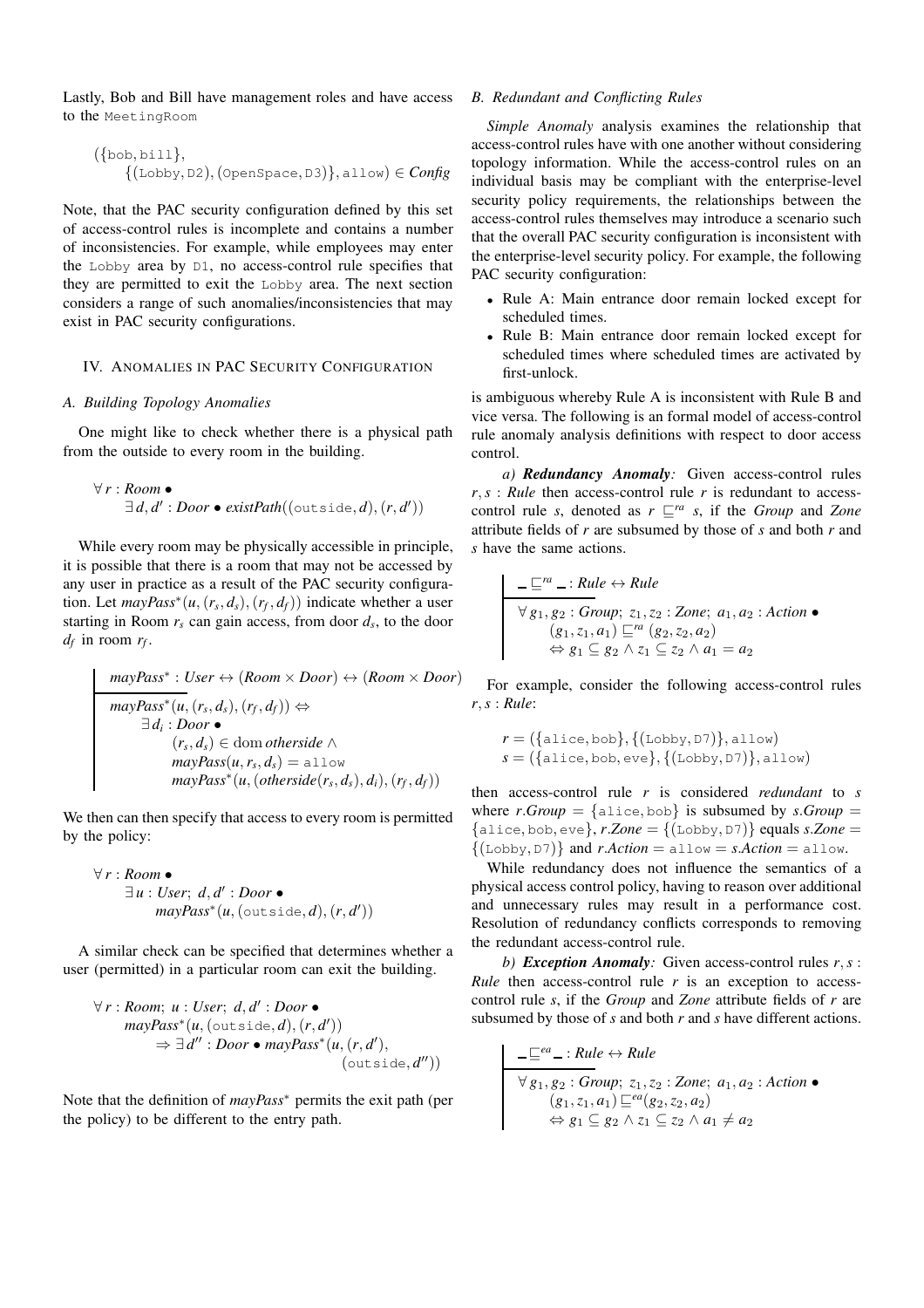Lastly, Bob and Bill have management roles and have access to the MeetingRoom

$$(\{\texttt{bob}, \texttt{bill}\},\\ \{(\texttt{Lobby}, \texttt{D2}), (\texttt{OpenSpace}, \texttt{D3})\}, \texttt{allow}) \in \textit{Config}$$

Note, that the PAC security configuration defined by this set of access-control rules is incomplete and contains a number of inconsistencies. For example, while employees may enter the Lobby area by D1, no access-control rule specifies that they are permitted to exit the Lobby area. The next section considers a range of such anomalies/inconsistencies that may exist in PAC security configurations.

## IV. Anomalies in PAC Security Configuration

### A. Building Topology Anomalies

One might like to check whether there is a physical path from the outside to every room in the building.

$$\forall\, r : \textit{Room} \bullet \\ \exists\, d, d' : \textit{Door} \bullet \textit{existPath}((\texttt{outside}, d), (r, d'))$$

While every room may be physically accessible in principle, it is possible that there is a room that may not be accessed by any user in practice as a result of the PAC security configuration. Let $\textit{mayPass}^*(u, (r_s, d_s), (r_f, d_f))$ indicate whether a user starting in Room $r_s$ can gain access, from door $d_s$, to the door $d_f$ in room $r_f$.

$$\textit{mayPass}^* : \textit{User} \leftrightarrow (\textit{Room} \times \textit{Door}) \leftrightarrow (\textit{Room} \times \textit{Door})$$

$$\textit{mayPass}^*(u, (r_s, d_s), (r_f, d_f)) \Leftrightarrow \\ \exists\, d_i : \textit{Door} \bullet \\ (r_s, d_s) \in \operatorname{dom} \textit{otherside} \wedge \\ \textit{mayPass}(u, r_s, d_s) = \texttt{allow} \\ \textit{mayPass}^*(u, (\textit{otherside}(r_s, d_s), d_i), (r_f, d_f))$$

We then can then specify that access to every room is permitted by the policy:

$$\forall\, r : \textit{Room} \bullet \\ \exists\, u : \textit{User};\ d, d' : \textit{Door} \bullet \\ \textit{mayPass}^*(u, (\texttt{outside}, d), (r, d'))$$

A similar check can be specified that determines whether a user (permitted) in a particular room can exit the building.

$$\forall\, r : \textit{Room};\ u : \textit{User};\ d, d' : \textit{Door} \bullet \\ \textit{mayPass}^*(u, (\texttt{outside}, d), (r, d')) \\ \Rightarrow \exists\, d'' : \textit{Door} \bullet \textit{mayPass}^*(u, (r, d'), (\texttt{outside}, d''))$$

Note that the definition of $\textit{mayPass}^*$ permits the exit path (per the policy) to be different to the entry path.

### B. Redundant and Conflicting Rules

*Simple Anomaly* analysis examines the relationship that access-control rules have with one another without considering topology information. While the access-control rules on an individual basis may be compliant with the enterprise-level security policy requirements, the relationships between the access-control rules themselves may introduce a scenario such that the overall PAC security configuration is inconsistent with the enterprise-level security policy. For example, the following PAC security configuration:

- Rule A: Main entrance door remain locked except for scheduled times.
- Rule B: Main entrance door remain locked except for scheduled times where scheduled times are activated by first-unlock.

is ambiguous whereby Rule A is inconsistent with Rule B and vice versa. The following is an formal model of access-control rule anomaly analysis definitions with respect to door access control.

*a)* ***Redundancy Anomaly****:* Given access-control rules $r, s : \textit{Rule}$ then access-control rule $r$ is redundant to access-control rule $s$, denoted as $r \sqsubseteq^{ra} s$, if the *Group* and *Zone* attribute fields of $r$ are subsumed by those of $s$ and both $r$ and $s$ have the same actions.

$$\_ \sqsubseteq^{ra} \_ : \textit{Rule} \leftrightarrow \textit{Rule}$$

$$\forall\, g_1, g_2 : \textit{Group};\ z_1, z_2 : \textit{Zone};\ a_1, a_2 : \textit{Action} \bullet \\ (g_1, z_1, a_1) \sqsubseteq^{ra} (g_2, z_2, a_2) \\ \Leftrightarrow g_1 \subseteq g_2 \wedge z_1 \subseteq z_2 \wedge a_1 = a_2$$

For example, consider the following access-control rules $r, s : \textit{Rule}$:

$$r = (\{\texttt{alice}, \texttt{bob}\}, \{(\texttt{Lobby}, \texttt{D7})\}, \texttt{allow}) \\ s = (\{\texttt{alice}, \texttt{bob}, \texttt{eve}\}, \{(\texttt{Lobby}, \texttt{D7})\}, \texttt{allow})$$

then access-control rule $r$ is considered *redundant* to $s$ where $r.\textit{Group} = \{\texttt{alice}, \texttt{bob}\}$ is subsumed by $s.\textit{Group} = \{\texttt{alice}, \texttt{bob}, \texttt{eve}\}$, $r.\textit{Zone} = \{(\texttt{Lobby}, \texttt{D7})\}$ equals $s.\textit{Zone} = \{(\texttt{Lobby}, \texttt{D7})\}$ and $r.\textit{Action} = \texttt{allow} = s.\textit{Action} = \texttt{allow}$.

While redundancy does not influence the semantics of a physical access control policy, having to reason over additional and unnecessary rules may result in a performance cost. Resolution of redundancy conflicts corresponds to removing the redundant access-control rule.

*b)* ***Exception Anomaly****:* Given access-control rules $r, s : \textit{Rule}$ then access-control rule $r$ is an exception to access-control rule $s$, if the *Group* and *Zone* attribute fields of $r$ are subsumed by those of $s$ and both $r$ and $s$ have different actions.

$$\_ \sqsubseteq^{ea} \_ : \textit{Rule} \leftrightarrow \textit{Rule}$$

$$\forall\, g_1, g_2 : \textit{Group};\ z_1, z_2 : \textit{Zone};\ a_1, a_2 : \textit{Action} \bullet \\ (g_1, z_1, a_1) \sqsubseteq^{ea} (g_2, z_2, a_2) \\ \Leftrightarrow g_1 \subseteq g_2 \wedge z_1 \subseteq z_2 \wedge a_1 \neq a_2$$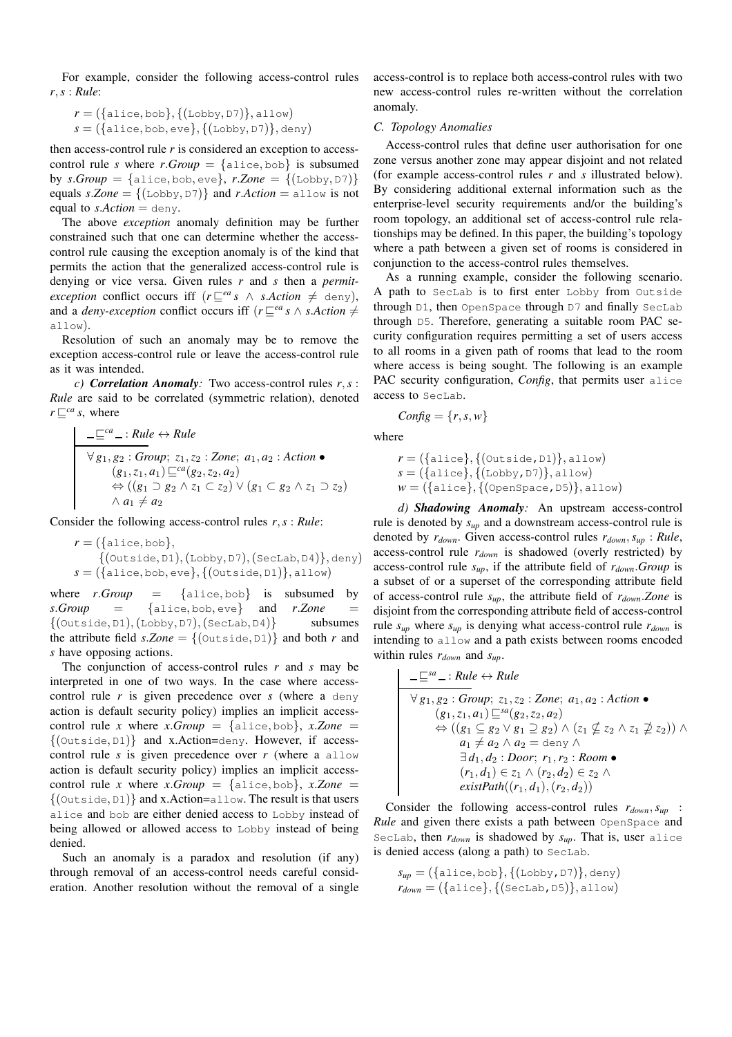For example, consider the following access-control rules $r, s$ : *Rule*:

$$r = (\{\texttt{alice}, \texttt{bob}\}, \{(\texttt{Lobby}, \texttt{D7})\}, \texttt{allow})$$
$$s = (\{\texttt{alice}, \texttt{bob}, \texttt{eve}\}, \{(\texttt{Lobby}, \texttt{D7})\}, \texttt{deny})$$

then access-control rule $r$ is considered an exception to access-control rule $s$ where $r.Group = \{\texttt{alice}, \texttt{bob}\}$ is subsumed by $s.Group = \{\texttt{alice}, \texttt{bob}, \texttt{eve}\}$, $r.Zone = \{(\texttt{Lobby}, \texttt{D7})\}$ equals $s.Zone = \{(\texttt{Lobby}, \texttt{D7})\}$ and $r.Action = \texttt{allow}$ is not equal to $s.Action = \texttt{deny}$.

The above *exception* anomaly definition may be further constrained such that one can determine whether the access-control rule causing the exception anomaly is of the kind that permits the action that the generalized access-control rule is denying or vice versa. Given rules $r$ and $s$ then a *permit-exception* conflict occurs iff $(r \sqsubseteq^{ea} s \wedge s.Action \neq \texttt{deny})$, and a *deny-exception* conflict occurs iff $(r \sqsubseteq^{ea} s \wedge s.Action \neq \texttt{allow})$.

Resolution of such an anomaly may be to remove the exception access-control rule or leave the access-control rule as it was intended.

*c) **Correlation Anomaly**:* Two access-control rules $r, s$ : *Rule* are said to be correlated (symmetric relation), denoted $r \sqsubseteq^{ca} s$, where

$$\_ \sqsubseteq^{ca} \_ : Rule \leftrightarrow Rule$$

$$\begin{aligned}
&\forall g_1, g_2 : Group;\ z_1, z_2 : Zone;\ a_1, a_2 : Action \bullet \\
&\quad (g_1, z_1, a_1) \sqsubseteq^{ca} (g_2, z_2, a_2) \\
&\quad \Leftrightarrow ((g_1 \supset g_2 \wedge z_1 \subset z_2) \vee (g_1 \subset g_2 \wedge z_1 \supset z_2)) \\
&\quad \wedge a_1 \neq a_2
\end{aligned}$$

Consider the following access-control rules $r, s$ : *Rule*:

$$\begin{aligned}
r = (&\{\texttt{alice}, \texttt{bob}\}, \\
&\{(\texttt{Outside}, \texttt{D1}), (\texttt{Lobby}, \texttt{D7}), (\texttt{SecLab}, \texttt{D4})\}, \texttt{deny}) \\
s = (&\{\texttt{alice}, \texttt{bob}, \texttt{eve}\}, \{(\texttt{Outside}, \texttt{D1})\}, \texttt{allow})
\end{aligned}$$

where $r.Group = \{\texttt{alice}, \texttt{bob}\}$ is subsumed by $s.Group = \{\texttt{alice}, \texttt{bob}, \texttt{eve}\}$ and $r.Zone = \{(\texttt{Outside}, \texttt{D1}), (\texttt{Lobby}, \texttt{D7}), (\texttt{SecLab}, \texttt{D4})\}$ subsumes the attribute field $s.Zone = \{(\texttt{Outside}, \texttt{D1})\}$ and both $r$ and $s$ have opposing actions.

The conjunction of access-control rules $r$ and $s$ may be interpreted in one of two ways. In the case where access-control rule $r$ is given precedence over $s$ (where a deny action is default security policy) implies an implicit access-control rule $x$ where $x.Group = \{\texttt{alice}, \texttt{bob}\}$, $x.Zone = \{(\texttt{Outside}, \texttt{D1})\}$ and x.Action=deny. However, if access-control rule $s$ is given precedence over $r$ (where a allow action is default security policy) implies an implicit access-control rule $x$ where $x.Group = \{\texttt{alice}, \texttt{bob}\}$, $x.Zone = \{(\texttt{Outside}, \texttt{D1})\}$ and x.Action=allow. The result is that users alice and bob are either denied access to Lobby instead of being allowed or allowed access to Lobby instead of being denied.

Such an anomaly is a paradox and resolution (if any) through removal of an access-control needs careful consideration. Another resolution without the removal of a single access-control is to replace both access-control rules with two new access-control rules re-written without the correlation anomaly.

### C. Topology Anomalies

Access-control rules that define user authorisation for one zone versus another zone may appear disjoint and not related (for example access-control rules $r$ and $s$ illustrated below). By considering additional external information such as the enterprise-level security requirements and/or the building's room topology, an additional set of access-control rule relationships may be defined. In this paper, the building's topology where a path between a given set of rooms is considered in conjunction to the access-control rules themselves.

As a running example, consider the following scenario. A path to SecLab is to first enter Lobby from Outside through D1, then OpenSpace through D7 and finally SecLab through D5. Therefore, generating a suitable room PAC security configuration requires permitting a set of users access to all rooms in a given path of rooms that lead to the room where access is being sought. The following is an example PAC security configuration, *Config*, that permits user alice access to SecLab.

$$Config = \{r, s, w\}$$

where

$$\begin{aligned}
r &= (\{\texttt{alice}\}, \{(\texttt{Outside}, \texttt{D1})\}, \texttt{allow}) \\
s &= (\{\texttt{alice}\}, \{(\texttt{Lobby}, \texttt{D7})\}, \texttt{allow}) \\
w &= (\{\texttt{alice}\}, \{(\texttt{OpenSpace}, \texttt{D5})\}, \texttt{allow})
\end{aligned}$$

*d) **Shadowing Anomaly**:* An upstream access-control rule is denoted by $s_{up}$ and a downstream access-control rule is denoted by $r_{down}$. Given access-control rules $r_{down}, s_{up}$ : *Rule*, access-control rule $r_{down}$ is shadowed (overly restricted) by access-control rule $s_{up}$, if the attribute field of $r_{down}.Group$ is a subset of or a superset of the corresponding attribute field of access-control rule $s_{up}$, the attribute field of $r_{down}.Zone$ is disjoint from the corresponding attribute field of access-control rule $s_{up}$ where $s_{up}$ is denying what access-control rule $r_{down}$ is intending to allow and a path exists between rooms encoded within rules $r_{down}$ and $s_{up}$.

$$\_ \sqsubseteq^{sa} \_ : Rule \leftrightarrow Rule$$

$$\begin{aligned}
&\forall g_1, g_2 : Group;\ z_1, z_2 : Zone;\ a_1, a_2 : Action \bullet \\
&\quad (g_1, z_1, a_1) \sqsubseteq^{sa} (g_2, z_2, a_2) \\
&\quad \Leftrightarrow ((g_1 \subseteq g_2 \vee g_1 \supseteq g_2) \wedge (z_1 \not\subseteq z_2 \wedge z_1 \not\supseteq z_2)) \wedge \\
&\quad\quad a_1 \neq a_2 \wedge a_2 = \texttt{deny} \wedge \\
&\quad\quad \exists d_1, d_2 : Door;\ r_1, r_2 : Room \bullet \\
&\quad\quad (r_1, d_1) \in z_1 \wedge (r_2, d_2) \in z_2 \wedge \\
&\quad\quad existPath((r_1, d_1), (r_2, d_2))
\end{aligned}$$

Consider the following access-control rules $r_{down}, s_{up}$ : *Rule* and given there exists a path between OpenSpace and SecLab, then $r_{down}$ is shadowed by $s_{up}$. That is, user alice is denied access (along a path) to SecLab.

$$\begin{aligned}
s_{up} &= (\{\texttt{alice}, \texttt{bob}\}, \{(\texttt{Lobby}, \texttt{D7})\}, \texttt{deny}) \\
r_{down} &= (\{\texttt{alice}\}, \{(\texttt{SecLab}, \texttt{D5})\}, \texttt{allow})
\end{aligned}$$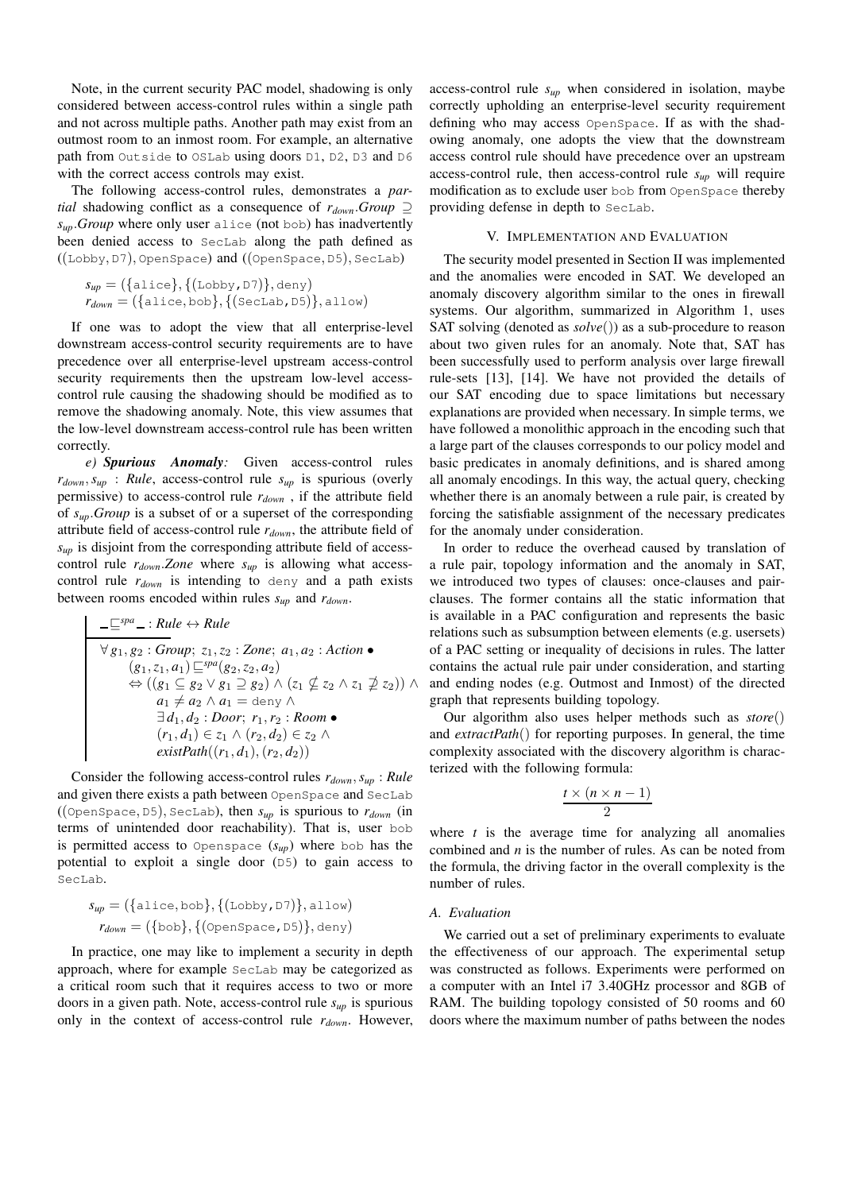Note, in the current security PAC model, shadowing is only considered between access-control rules within a single path and not across multiple paths. Another path may exist from an outmost room to an inmost room. For example, an alternative path from `Outside` to `OSLab` using doors `D1`, `D2`, `D3` and `D6` with the correct access controls may exist.

The following access-control rules, demonstrates a *partial* shadowing conflict as a consequence of $r_{down}.Group \supseteq s_{up}.Group$ where only user `alice` (not `bob`) has inadvertently been denied access to `SecLab` along the path defined as $((\texttt{Lobby}, \texttt{D7}), \texttt{OpenSpace})$ and $((\texttt{OpenSpace}, \texttt{D5}), \texttt{SecLab})$

$$s_{up} = (\{\texttt{alice}\}, \{(\texttt{Lobby}, \texttt{D7})\}, \texttt{deny})$$
$$r_{down} = (\{\texttt{alice}, \texttt{bob}\}, \{(\texttt{SecLab}, \texttt{D5})\}, \texttt{allow})$$

If one was to adopt the view that all enterprise-level downstream access-control security requirements are to have precedence over all enterprise-level upstream access-control security requirements then the upstream low-level access-control rule causing the shadowing should be modified as to remove the shadowing anomaly. Note, this view assumes that the low-level downstream access-control rule has been written correctly.

*e) **Spurious Anomaly**:* Given access-control rules $r_{down}, s_{up} : Rule$, access-control rule $s_{up}$ is spurious (overly permissive) to access-control rule $r_{down}$ , if the attribute field of $s_{up}.Group$ is a subset of or a superset of the corresponding attribute field of access-control rule $r_{down}$, the attribute field of $s_{up}$ is disjoint from the corresponding attribute field of access-control rule $r_{down}.Zone$ where $s_{up}$ is allowing what access-control rule $r_{down}$ is intending to `deny` and a path exists between rooms encoded within rules $s_{up}$ and $r_{down}$.

$$\_ \sqsubseteq^{spa} \_ : Rule \leftrightarrow Rule$$

$$\begin{aligned}
&\forall g_1, g_2 : Group;\ z_1, z_2 : Zone;\ a_1, a_2 : Action \bullet \\
&\quad (g_1, z_1, a_1) \sqsubseteq^{spa} (g_2, z_2, a_2) \\
&\quad \Leftrightarrow ((g_1 \subseteq g_2 \lor g_1 \supseteq g_2) \land (z_1 \not\subseteq z_2 \land z_1 \not\supseteq z_2)) \land \\
&\qquad a_1 \neq a_2 \land a_1 = \texttt{deny} \land \\
&\qquad \exists\, d_1, d_2 : Door;\ r_1, r_2 : Room \bullet \\
&\qquad (r_1, d_1) \in z_1 \land (r_2, d_2) \in z_2 \land \\
&\qquad existPath((r_1, d_1), (r_2, d_2))
\end{aligned}$$

Consider the following access-control rules $r_{down}, s_{up} : Rule$ and given there exists a path between `OpenSpace` and `SecLab` $((\texttt{OpenSpace}, \texttt{D5}), \texttt{SecLab})$, then $s_{up}$ is spurious to $r_{down}$ (in terms of unintended door reachability). That is, user `bob` is permitted access to `Openspace` ($s_{up}$) where `bob` has the potential to exploit a single door (`D5`) to gain access to `SecLab`.

$$s_{up} = (\{\texttt{alice}, \texttt{bob}\}, \{(\texttt{Lobby}, \texttt{D7})\}, \texttt{allow})$$
$$r_{down} = (\{\texttt{bob}\}, \{(\texttt{OpenSpace}, \texttt{D5})\}, \texttt{deny})$$

In practice, one may like to implement a security in depth approach, where for example `SecLab` may be categorized as a critical room such that it requires access to two or more doors in a given path. Note, access-control rule $s_{up}$ is spurious only in the context of access-control rule $r_{down}$. However, access-control rule $s_{up}$ when considered in isolation, maybe correctly upholding an enterprise-level security requirement defining who may access `OpenSpace`. If as with the shadowing anomaly, one adopts the view that the downstream access control rule should have precedence over an upstream access-control rule, then access-control rule $s_{up}$ will require modification as to exclude user `bob` from `OpenSpace` thereby providing defense in depth to `SecLab`.

## V. Implementation and Evaluation

The security model presented in Section II was implemented and the anomalies were encoded in SAT. We developed an anomaly discovery algorithm similar to the ones in firewall systems. Our algorithm, summarized in Algorithm 1, uses SAT solving (denoted as *solve*()) as a sub-procedure to reason about two given rules for an anomaly. Note that, SAT has been successfully used to perform analysis over large firewall rule-sets [13], [14]. We have not provided the details of our SAT encoding due to space limitations but necessary explanations are provided when necessary. In simple terms, we have followed a monolithic approach in the encoding such that a large part of the clauses corresponds to our policy model and basic predicates in anomaly definitions, and is shared among all anomaly encodings. In this way, the actual query, checking whether there is an anomaly between a rule pair, is created by forcing the satisfiable assignment of the necessary predicates for the anomaly under consideration.

In order to reduce the overhead caused by translation of a rule pair, topology information and the anomaly in SAT, we introduced two types of clauses: once-clauses and pair-clauses. The former contains all the static information that is available in a PAC configuration and represents the basic relations such as subsumption between elements (e.g. usersets) of a PAC setting or inequality of decisions in rules. The latter contains the actual rule pair under consideration, and starting and ending nodes (e.g. Outmost and Inmost) of the directed graph that represents building topology.

Our algorithm also uses helper methods such as *store*() and *extractPath*() for reporting purposes. In general, the time complexity associated with the discovery algorithm is characterized with the following formula:

$$\frac{t \times (n \times n - 1)}{2}$$

where $t$ is the average time for analyzing all anomalies combined and $n$ is the number of rules. As can be noted from the formula, the driving factor in the overall complexity is the number of rules.

### A. Evaluation

We carried out a set of preliminary experiments to evaluate the effectiveness of our approach. The experimental setup was constructed as follows. Experiments were performed on a computer with an Intel i7 3.40GHz processor and 8GB of RAM. The building topology consisted of 50 rooms and 60 doors where the maximum number of paths between the nodes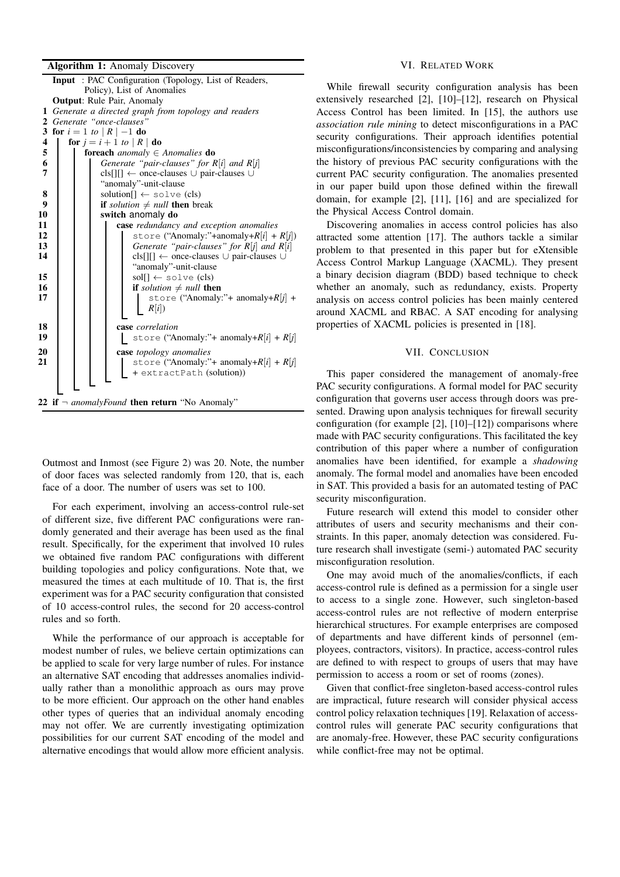**Algorithm 1:** Anomaly Discovery

```
Input  : PAC Configuration (Topology, List of Readers,
         Policy), List of Anomalies
Output: Rule Pair, Anomaly
1  Generate a directed graph from topology and readers
2  Generate "once-clauses"
3  for i = 1 to | R | −1 do
4      for j = i + 1 to | R | do
5          foreach anomaly ∈ Anomalies do
6              Generate "pair-clauses" for R[i] and R[j]
7              cls[][] ← once-clauses ∪ pair-clauses ∪
               "anomaly"-unit-clause
8              solution[] ← solve (cls)
9              if solution ≠ null then break
10             switch anomaly do
11                 case redundancy and exception anomalies
12                     store ("Anomaly:"+anomaly+R[i] + R[j])
13                     Generate "pair-clauses" for R[j] and R[i]
14                     cls[][] ← once-clauses ∪ pair-clauses ∪
                       "anomaly"-unit-clause
15                     sol[] ← solve (cls)
16                     if solution ≠ null then
17                         store ("Anomaly:"+ anomaly+R[j] +
                           R[i])
18                 case correlation
19                     store ("Anomaly:"+ anomaly+R[i] + R[j]
20                 case topology anomalies
21                     store ("Anomaly:"+ anomaly+R[i] + R[j]
                       + extractPath (solution))
22 if ¬ anomalyFound then return "No Anomaly"
```

Outmost and Inmost (see Figure 2) was 20. Note, the number of door faces was selected randomly from 120, that is, each face of a door. The number of users was set to 100.

For each experiment, involving an access-control rule-set of different size, five different PAC configurations were randomly generated and their average has been used as the final result. Specifically, for the experiment that involved 10 rules we obtained five random PAC configurations with different building topologies and policy configurations. Note that, we measured the times at each multitude of 10. That is, the first experiment was for a PAC security configuration that consisted of 10 access-control rules, the second for 20 access-control rules and so forth.

While the performance of our approach is acceptable for modest number of rules, we believe certain optimizations can be applied to scale for very large number of rules. For instance an alternative SAT encoding that addresses anomalies individually rather than a monolithic approach as ours may prove to be more efficient. Our approach on the other hand enables other types of queries that an individual anomaly encoding may not offer. We are currently investigating optimization possibilities for our current SAT encoding of the model and alternative encodings that would allow more efficient analysis.

## VI. Related Work

While firewall security configuration analysis has been extensively researched [2], [10]–[12], research on Physical Access Control has been limited. In [15], the authors use *association rule mining* to detect misconfigurations in a PAC security configurations. Their approach identifies potential misconfigurations/inconsistencies by comparing and analysing the history of previous PAC security configurations with the current PAC security configuration. The anomalies presented in our paper build upon those defined within the firewall domain, for example [2], [11], [16] and are specialized for the Physical Access Control domain.

Discovering anomalies in access control policies has also attracted some attention [17]. The authors tackle a similar problem to that presented in this paper but for eXtensible Access Control Markup Language (XACML). They present a binary decision diagram (BDD) based technique to check whether an anomaly, such as redundancy, exists. Property analysis on access control policies has been mainly centered around XACML and RBAC. A SAT encoding for analysing properties of XACML policies is presented in [18].

## VII. Conclusion

This paper considered the management of anomaly-free PAC security configurations. A formal model for PAC security configuration that governs user access through doors was presented. Drawing upon analysis techniques for firewall security configuration (for example [2], [10]–[12]) comparisons where made with PAC security configurations. This facilitated the key contribution of this paper where a number of configuration anomalies have been identified, for example a *shadowing* anomaly. The formal model and anomalies have been encoded in SAT. This provided a basis for an automated testing of PAC security misconfiguration.

Future research will extend this model to consider other attributes of users and security mechanisms and their constraints. In this paper, anomaly detection was considered. Future research shall investigate (semi-) automated PAC security misconfiguration resolution.

One may avoid much of the anomalies/conflicts, if each access-control rule is defined as a permission for a single user to access to a single zone. However, such singleton-based access-control rules are not reflective of modern enterprise hierarchical structures. For example enterprises are composed of departments and have different kinds of personnel (employees, contractors, visitors). In practice, access-control rules are defined to with respect to groups of users that may have permission to access a room or set of rooms (zones).

Given that conflict-free singleton-based access-control rules are impractical, future research will consider physical access control policy relaxation techniques [19]. Relaxation of access-control rules will generate PAC security configurations that are anomaly-free. However, these PAC security configurations while conflict-free may not be optimal.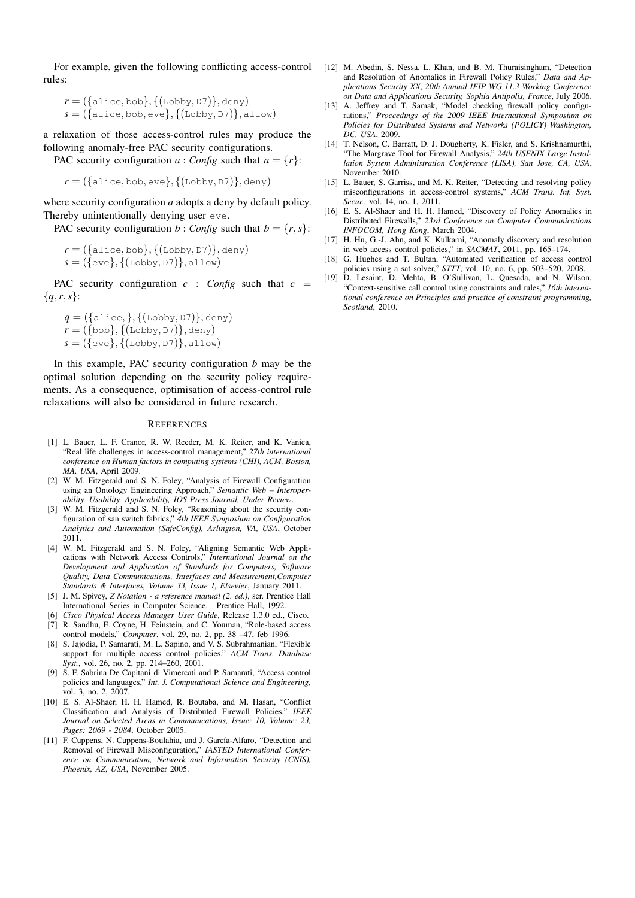For example, given the following conflicting access-control rules:

$$r = (\{\texttt{alice}, \texttt{bob}\}, \{(\texttt{Lobby}, \texttt{D7})\}, \texttt{deny})$$
$$s = (\{\texttt{alice}, \texttt{bob}, \texttt{eve}\}, \{(\texttt{Lobby}, \texttt{D7})\}, \texttt{allow})$$

a relaxation of those access-control rules may produce the following anomaly-free PAC security configurations.

PAC security configuration $a$ : *Config* such that $a = \{r\}$:

$$r = (\{\texttt{alice}, \texttt{bob}, \texttt{eve}\}, \{(\texttt{Lobby}, \texttt{D7})\}, \texttt{deny})$$

where security configuration $a$ adopts a deny by default policy. Thereby unintentionally denying user eve.

PAC security configuration $b$ : *Config* such that $b = \{r, s\}$:

$$r = (\{\texttt{alice}, \texttt{bob}\}, \{(\texttt{Lobby}, \texttt{D7})\}, \texttt{deny})$$
$$s = (\{\texttt{eve}\}, \{(\texttt{Lobby}, \texttt{D7})\}, \texttt{allow})$$

PAC security configuration $c$ : *Config* such that $c = \{q, r, s\}$:

$$q = (\{\texttt{alice}, \}, \{(\texttt{Lobby}, \texttt{D7})\}, \texttt{deny})$$
$$r = (\{\texttt{bob}\}, \{(\texttt{Lobby}, \texttt{D7})\}, \texttt{deny})$$
$$s = (\{\texttt{eve}\}, \{(\texttt{Lobby}, \texttt{D7})\}, \texttt{allow})$$

In this example, PAC security configuration $b$ may be the optimal solution depending on the security policy requirements. As a consequence, optimisation of access-control rule relaxations will also be considered in future research.

## References

[1] L. Bauer, L. F. Cranor, R. W. Reeder, M. K. Reiter, and K. Vaniea, "Real life challenges in access-control management," *27th international conference on Human factors in computing systems (CHI), ACM, Boston, MA, USA*, April 2009.

[2] W. M. Fitzgerald and S. N. Foley, "Analysis of Firewall Configuration using an Ontology Engineering Approach," *Semantic Web – Interoperability, Usability, Applicability, IOS Press Journal, Under Review*.

[3] W. M. Fitzgerald and S. N. Foley, "Reasoning about the security configuration of san switch fabrics," *4th IEEE Symposium on Configuration Analytics and Automation (SafeConfig), Arlington, VA, USA*, October 2011.

[4] W. M. Fitzgerald and S. N. Foley, "Aligning Semantic Web Applications with Network Access Controls," *International Journal on the Development and Application of Standards for Computers, Software Quality, Data Communications, Interfaces and Measurement,Computer Standards & Interfaces, Volume 33, Issue 1, Elsevier*, January 2011.

[5] J. M. Spivey, *Z Notation - a reference manual (2. ed.)*, ser. Prentice Hall International Series in Computer Science. Prentice Hall, 1992.

[6] *Cisco Physical Access Manager User Guide*, Release 1.3.0 ed., Cisco.

[7] R. Sandhu, E. Coyne, H. Feinstein, and C. Youman, "Role-based access control models," *Computer*, vol. 29, no. 2, pp. 38 –47, feb 1996.

[8] S. Jajodia, P. Samarati, M. L. Sapino, and V. S. Subrahmanian, "Flexible support for multiple access control policies," *ACM Trans. Database Syst.*, vol. 26, no. 2, pp. 214–260, 2001.

[9] S. F. Sabrina De Capitani di Vimercati and P. Samarati, "Access control policies and languages," *Int. J. Computational Science and Engineering*, vol. 3, no. 2, 2007.

[10] E. S. Al-Shaer, H. H. Hamed, R. Boutaba, and M. Hasan, "Conflict Classification and Analysis of Distributed Firewall Policies," *IEEE Journal on Selected Areas in Communications, Issue: 10, Volume: 23, Pages: 2069 - 2084*, October 2005.

[11] F. Cuppens, N. Cuppens-Boulahia, and J. García-Alfaro, "Detection and Removal of Firewall Misconfiguration," *IASTED International Conference on Communication, Network and Information Security (CNIS), Phoenix, AZ, USA*, November 2005.

[12] M. Abedin, S. Nessa, L. Khan, and B. M. Thuraisingham, "Detection and Resolution of Anomalies in Firewall Policy Rules," *Data and Applications Security XX, 20th Annual IFIP WG 11.3 Working Conference on Data and Applications Security, Sophia Antipolis, France*, July 2006.

[13] A. Jeffrey and T. Samak, "Model checking firewall policy configurations," *Proceedings of the 2009 IEEE International Symposium on Policies for Distributed Systems and Networks (POLICY) Washington, DC, USA*, 2009.

[14] T. Nelson, C. Barratt, D. J. Dougherty, K. Fisler, and S. Krishnamurthi, "The Margrave Tool for Firewall Analysis," *24th USENIX Large Installation System Administration Conference (LISA), San Jose, CA, USA*, November 2010.

[15] L. Bauer, S. Garriss, and M. K. Reiter, "Detecting and resolving policy misconfigurations in access-control systems," *ACM Trans. Inf. Syst. Secur.*, vol. 14, no. 1, 2011.

[16] E. S. Al-Shaer and H. H. Hamed, "Discovery of Policy Anomalies in Distributed Firewalls," *23rd Conference on Computer Communications INFOCOM, Hong Kong*, March 2004.

[17] H. Hu, G.-J. Ahn, and K. Kulkarni, "Anomaly discovery and resolution in web access control policies," in *SACMAT*, 2011, pp. 165–174.

[18] G. Hughes and T. Bultan, "Automated verification of access control policies using a sat solver," *STTT*, vol. 10, no. 6, pp. 503–520, 2008.

[19] D. Lesaint, D. Mehta, B. O'Sullivan, L. Quesada, and N. Wilson, "Context-sensitive call control using constraints and rules," *16th international conference on Principles and practice of constraint programming, Scotland*, 2010.